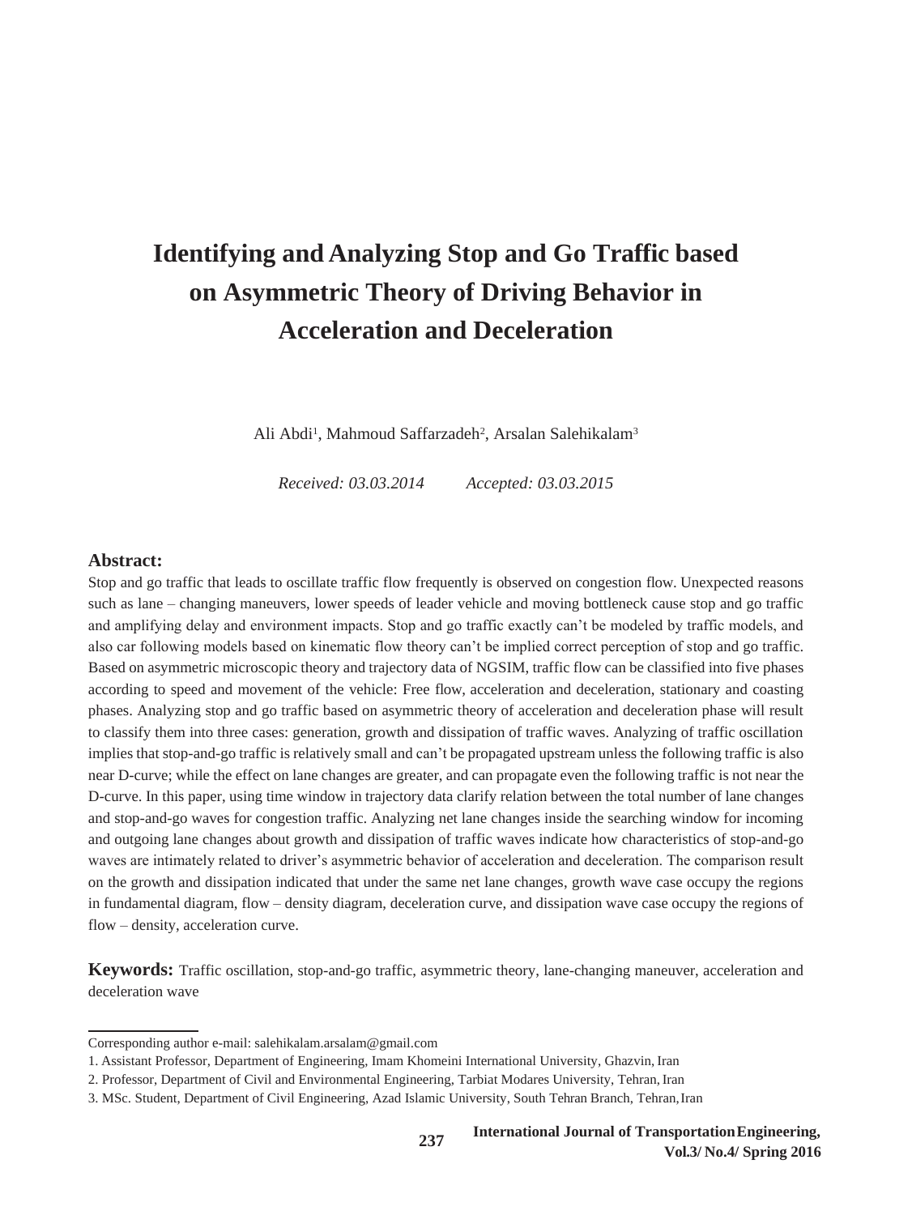# Identifying and Analyzing Stop and Go Traffic based on Asymmetric Theory of Driving Behavior in Acceleration and Deceleration

Ali Abdi[1], Mahmoud Saffarzadeh[2], Arsalan Salehikalam[3]

*Received: 03.03.2014 Accepted: 03.03.2015*

## Abstract:

Stop and go traffic that leads to oscillate traffic flow frequently is observed on congestion flow. Unexpected reasons such as lane – changing maneuvers, lower speeds of leader vehicle and moving bottleneck cause stop and go traffic and amplifying delay and environment impacts. Stop and go traffic exactly can't be modeled by traffic models, and also car following models based on kinematic flow theory can't be implied correct perception of stop and go traffic. Based on asymmetric microscopic theory and trajectory data of NGSIM, traffic flow can be classified into five phases according to speed and movement of the vehicle: Free flow, acceleration and deceleration, stationary and coasting phases. Analyzing stop and go traffic based on asymmetric theory of acceleration and deceleration phase will result to classify them into three cases: generation, growth and dissipation of traffic waves. Analyzing of traffic oscillation implies that stop-and-go traffic is relatively small and can't be propagated upstream unless the following traffic is also near D-curve; while the effect on lane changes are greater, and can propagate even the following traffic is not near the D-curve. In this paper, using time window in trajectory data clarify relation between the total number of lane changes and stop-and-go waves for congestion traffic. Analyzing net lane changes inside the searching window for incoming and outgoing lane changes about growth and dissipation of traffic waves indicate how characteristics of stop-and-go waves are intimately related to driver's asymmetric behavior of acceleration and deceleration. The comparison result on the growth and dissipation indicated that under the same net lane changes, growth wave case occupy the regions in fundamental diagram, flow – density diagram, deceleration curve, and dissipation wave case occupy the regions of flow – density, acceleration curve.

**Keywords:** Traffic oscillation, stop-and-go traffic, asymmetric theory, lane-changing maneuver, acceleration and deceleration wave

---

Corresponding author e-mail: salehikalam.arsalam@gmail.com

1. Assistant Professor, Department of Engineering, Imam Khomeini International University, Ghazvin, Iran
2. Professor, Department of Civil and Environmental Engineering, Tarbiat Modares University, Tehran, Iran
3. MSc. Student, Department of Civil Engineering, Azad Islamic University, South Tehran Branch, Tehran, Iran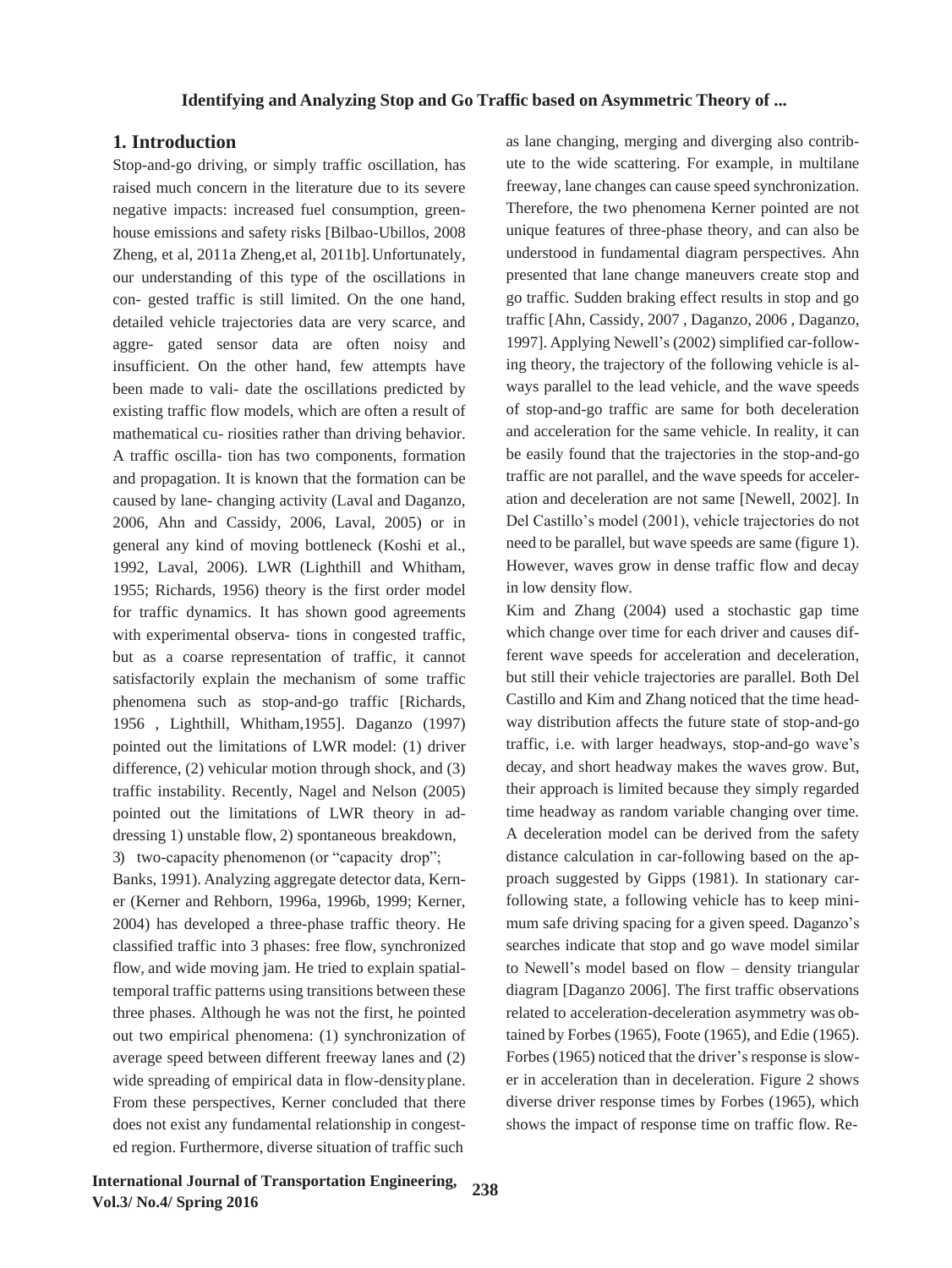## 1. Introduction

Stop-and-go driving, or simply traffic oscillation, has raised much concern in the literature due to its severe negative impacts: increased fuel consumption, greenhouse emissions and safety risks [Bilbao-Ubillos, 2008 Zheng, et al, 2011a Zheng,et al, 2011b]. Unfortunately, our understanding of this type of the oscillations in con- gested traffic is still limited. On the one hand, detailed vehicle trajectories data are very scarce, and aggre- gated sensor data are often noisy and insufficient. On the other hand, few attempts have been made to vali- date the oscillations predicted by existing traffic flow models, which are often a result of mathematical cu- riosities rather than driving behavior. A traffic oscilla- tion has two components, formation and propagation. It is known that the formation can be caused by lane- changing activity (Laval and Daganzo, 2006, Ahn and Cassidy, 2006, Laval, 2005) or in general any kind of moving bottleneck (Koshi et al., 1992, Laval, 2006). LWR (Lighthill and Whitham, 1955; Richards, 1956) theory is the first order model for traffic dynamics. It has shown good agreements with experimental observa- tions in congested traffic, but as a coarse representation of traffic, it cannot satisfactorily explain the mechanism of some traffic phenomena such as stop-and-go traffic [Richards, 1956 , Lighthill, Whitham,1955]. Daganzo (1997) pointed out the limitations of LWR model: (1) driver difference, (2) vehicular motion through shock, and (3) traffic instability. Recently, Nagel and Nelson (2005) pointed out the limitations of LWR theory in addressing 1) unstable flow, 2) spontaneous breakdown, 3) two-capacity phenomenon (or "capacity drop";

Banks, 1991). Analyzing aggregate detector data, Kerner (Kerner and Rehborn, 1996a, 1996b, 1999; Kerner, 2004) has developed a three-phase traffic theory. He classified traffic into 3 phases: free flow, synchronized flow, and wide moving jam. He tried to explain spatial-temporal traffic patterns using transitions between these three phases. Although he was not the first, he pointed out two empirical phenomena: (1) synchronization of average speed between different freeway lanes and (2) wide spreading of empirical data in flow-density plane. From these perspectives, Kerner concluded that there does not exist any fundamental relationship in congested region. Furthermore, diverse situation of traffic such as lane changing, merging and diverging also contribute to the wide scattering. For example, in multilane freeway, lane changes can cause speed synchronization. Therefore, the two phenomena Kerner pointed are not unique features of three-phase theory, and can also be understood in fundamental diagram perspectives. Ahn presented that lane change maneuvers create stop and go traffic. Sudden braking effect results in stop and go traffic [Ahn, Cassidy, 2007 , Daganzo, 2006 , Daganzo, 1997]. Applying Newell's (2002) simplified car-following theory, the trajectory of the following vehicle is always parallel to the lead vehicle, and the wave speeds of stop-and-go traffic are same for both deceleration and acceleration for the same vehicle. In reality, it can be easily found that the trajectories in the stop-and-go traffic are not parallel, and the wave speeds for acceleration and deceleration are not same [Newell, 2002]. In Del Castillo's model (2001), vehicle trajectories do not need to be parallel, but wave speeds are same (figure 1). However, waves grow in dense traffic flow and decay in low density flow.

Kim and Zhang (2004) used a stochastic gap time which change over time for each driver and causes different wave speeds for acceleration and deceleration, but still their vehicle trajectories are parallel. Both Del Castillo and Kim and Zhang noticed that the time headway distribution affects the future state of stop-and-go traffic, i.e. with larger headways, stop-and-go wave's decay, and short headway makes the waves grow. But, their approach is limited because they simply regarded time headway as random variable changing over time. A deceleration model can be derived from the safety distance calculation in car-following based on the approach suggested by Gipps (1981). In stationary car-following state, a following vehicle has to keep minimum safe driving spacing for a given speed. Daganzo's searches indicate that stop and go wave model similar to Newell's model based on flow – density triangular diagram [Daganzo 2006]. The first traffic observations related to acceleration-deceleration asymmetry was obtained by Forbes (1965), Foote (1965), and Edie (1965). Forbes (1965) noticed that the driver's response is slower in acceleration than in deceleration. Figure 2 shows diverse driver response times by Forbes (1965), which shows the impact of response time on traffic flow. Re-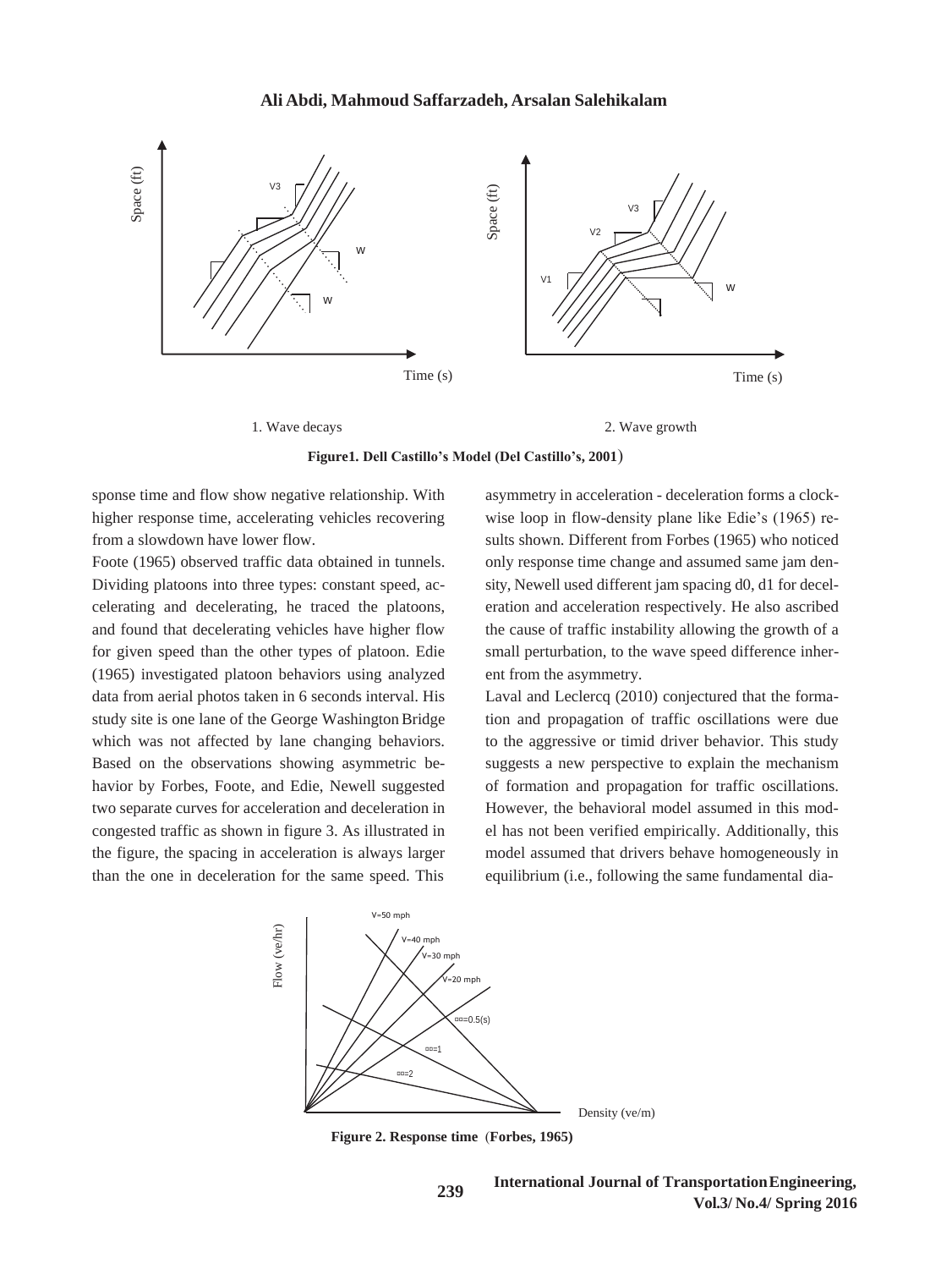Space (ft)

V3

W

W

Time (s)

1. Wave decays

Space (ft)

V3

V2

V1

W

Time (s)

2. Wave growth

**Figure1. Dell Castillo's Model (Del Castillo's, 2001)**

sponse time and flow show negative relationship. With higher response time, accelerating vehicles recovering from a slowdown have lower flow.

Foote (1965) observed traffic data obtained in tunnels. Dividing platoons into three types: constant speed, accelerating and decelerating, he traced the platoons, and found that decelerating vehicles have higher flow for given speed than the other types of platoon. Edie (1965) investigated platoon behaviors using analyzed data from aerial photos taken in 6 seconds interval. His study site is one lane of the George Washington Bridge which was not affected by lane changing behaviors. Based on the observations showing asymmetric behavior by Forbes, Foote, and Edie, Newell suggested two separate curves for acceleration and deceleration in congested traffic as shown in figure 3. As illustrated in the figure, the spacing in acceleration is always larger than the one in deceleration for the same speed. This asymmetry in acceleration - deceleration forms a clockwise loop in flow-density plane like Edie's (1965) results shown. Different from Forbes (1965) who noticed only response time change and assumed same jam density, Newell used different jam spacing d0, d1 for deceleration and acceleration respectively. He also ascribed the cause of traffic instability allowing the growth of a small perturbation, to the wave speed difference inherent from the asymmetry.

Laval and Leclercq (2010) conjectured that the formation and propagation of traffic oscillations were due to the aggressive or timid driver behavior. This study suggests a new perspective to explain the mechanism of formation and propagation for traffic oscillations. However, the behavioral model assumed in this model has not been verified empirically. Additionally, this model assumed that drivers behave homogeneously in equilibrium (i.e., following the same fundamental dia-

Flow (ve/hr)

V=50 mph

V=40 mph

V=30 mph

V=20 mph

=0.5(s)

=1

=2

Density (ve/m)

**Figure 2. Response time (Forbes, 1965)**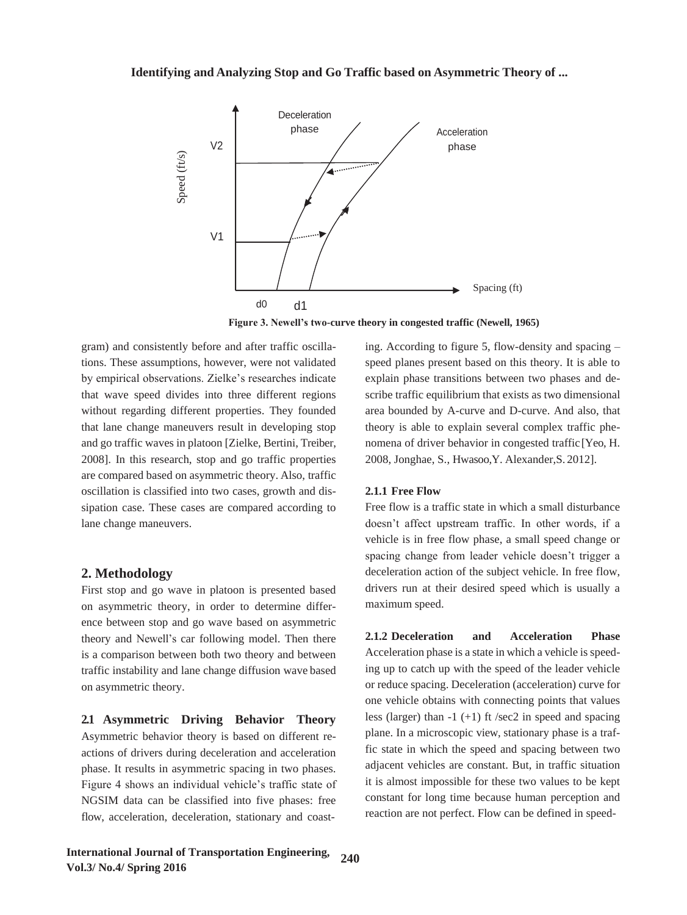Deceleration phase

Acceleration phase

V2

V1

Speed (ft/s)

Spacing (ft)

d0

d1

**Figure 3. Newell's two-curve theory in congested traffic (Newell, 1965)**

gram) and consistently before and after traffic oscillations. These assumptions, however, were not validated by empirical observations. Zielke's researches indicate that wave speed divides into three different regions without regarding different properties. They founded that lane change maneuvers result in developing stop and go traffic waves in platoon [Zielke, Bertini, Treiber, 2008]. In this research, stop and go traffic properties are compared based on asymmetric theory. Also, traffic oscillation is classified into two cases, growth and dissipation case. These cases are compared according to lane change maneuvers.

## 2. Methodology

First stop and go wave in platoon is presented based on asymmetric theory, in order to determine difference between stop and go wave based on asymmetric theory and Newell's car following model. Then there is a comparison between both two theory and between traffic instability and lane change diffusion wave based on asymmetric theory.

### 2.1 Asymmetric Driving Behavior Theory

Asymmetric behavior theory is based on different reactions of drivers during deceleration and acceleration phase. It results in asymmetric spacing in two phases. Figure 4 shows an individual vehicle's traffic state of NGSIM data can be classified into five phases: free flow, acceleration, deceleration, stationary and coasting. According to figure 5, flow-density and spacing – speed planes present based on this theory. It is able to explain phase transitions between two phases and describe traffic equilibrium that exists as two dimensional area bounded by A-curve and D-curve. And also, that theory is able to explain several complex traffic phenomena of driver behavior in congested traffic [Yeo, H. 2008, Jonghae, S., Hwasoo,Y. Alexander,S. 2012].

#### 2.1.1 Free Flow

Free flow is a traffic state in which a small disturbance doesn't affect upstream traffic. In other words, if a vehicle is in free flow phase, a small speed change or spacing change from leader vehicle doesn't trigger a deceleration action of the subject vehicle. In free flow, drivers run at their desired speed which is usually a maximum speed.

#### 2.1.2 Deceleration and Acceleration Phase

Acceleration phase is a state in which a vehicle is speeding up to catch up with the speed of the leader vehicle or reduce spacing. Deceleration (acceleration) curve for one vehicle obtains with connecting points that values less (larger) than -1 (+1) ft /sec2 in speed and spacing plane. In a microscopic view, stationary phase is a traffic state in which the speed and spacing between two adjacent vehicles are constant. But, in traffic situation it is almost impossible for these two values to be kept constant for long time because human perception and reaction are not perfect. Flow can be defined in speed-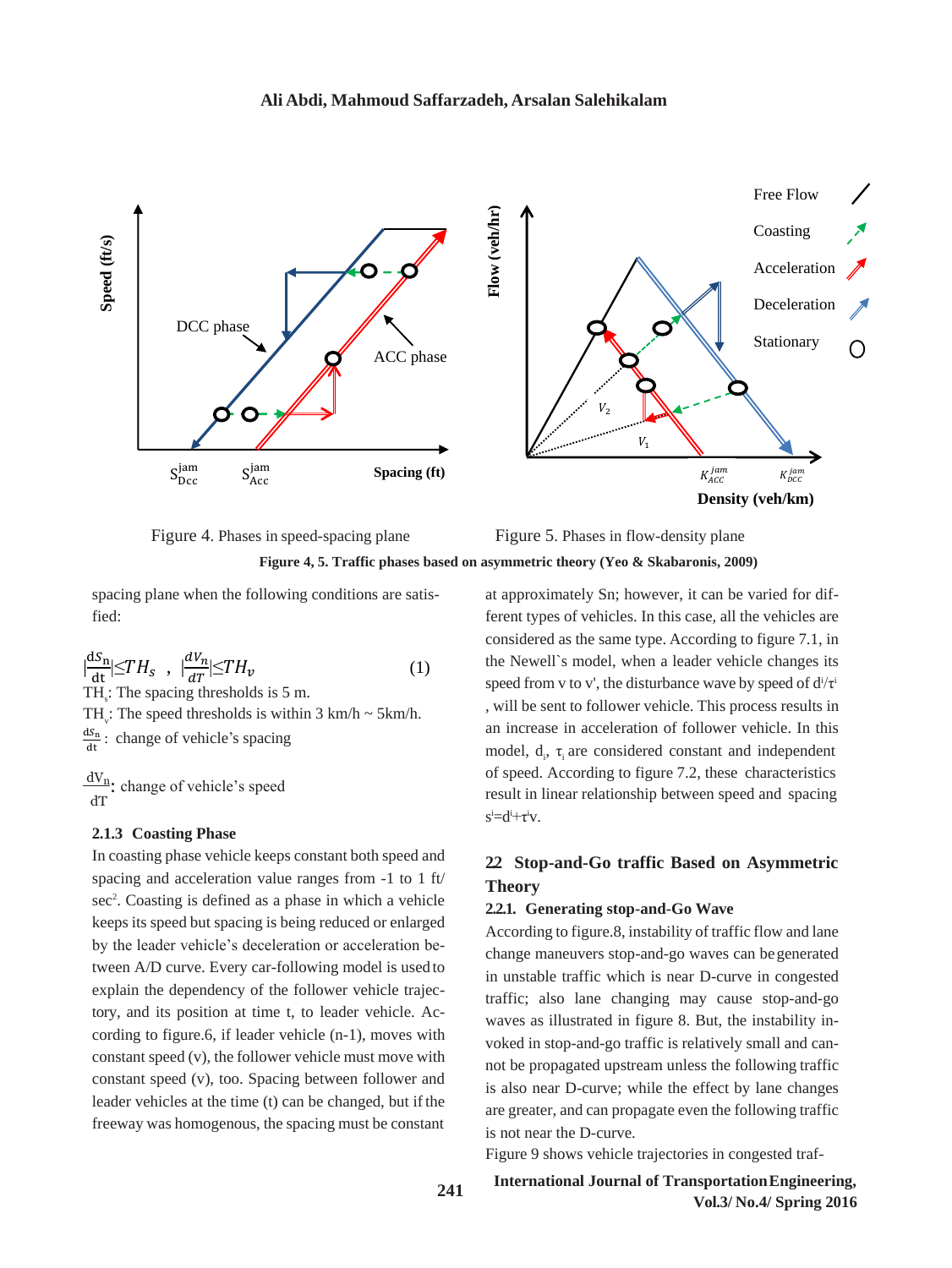Speed (ft/s)

DCC phase

ACC phase

$S_{Dcc}^{jam}$ $S_{Acc}^{jam}$ Spacing (ft)

Flow (veh/hr)

Free Flow

Coasting

Acceleration

Deceleration

Stationary

$V_2$

$V_1$

$K_{ACC}^{jam}$ $K_{DCC}^{jam}$

Density (veh/km)

Figure 4. Phases in speed-spacing plane

Figure 5. Phases in flow-density plane

**Figure 4, 5. Traffic phases based on asymmetric theory (Yeo & Skabaronis, 2009)**

spacing plane when the following conditions are satisfied:

$$\left|\frac{dS_n}{dt}\right| \le TH_s \ , \ \left|\frac{dV_n}{dT}\right| \le TH_v \qquad (1)$$

$TH_s$: The spacing thresholds is 5 m.

$TH_v$: The speed thresholds is within 3 km/h ~ 5km/h.

$\frac{dS_n}{dt}$: change of vehicle's spacing

$\frac{dV_n}{dT}$: change of vehicle's speed

### 2.1.3 Coasting Phase

In coasting phase vehicle keeps constant both speed and spacing and acceleration value ranges from -1 to 1 ft/sec$^2$. Coasting is defined as a phase in which a vehicle keeps its speed but spacing is being reduced or enlarged by the leader vehicle's deceleration or acceleration between A/D curve. Every car-following model is used to explain the dependency of the follower vehicle trajectory, and its position at time t, to leader vehicle. According to figure.6, if leader vehicle (n-1), moves with constant speed (v), the follower vehicle must move with constant speed (v), too. Spacing between follower and leader vehicles at the time (t) can be changed, but if the freeway was homogenous, the spacing must be constant at approximately Sn; however, it can be varied for different types of vehicles. In this case, all the vehicles are considered as the same type. According to figure 7.1, in the Newell`s model, when a leader vehicle changes its speed from v to v', the disturbance wave by speed of $d^i/\tau^i$, will be sent to follower vehicle. This process results in an increase in acceleration of follower vehicle. In this model, $d_i$, $\tau_i$ are considered constant and independent of speed. According to figure 7.2, these characteristics result in linear relationship between speed and spacing $s^i=d^i+\tau^i v$.

## 2.2 Stop-and-Go traffic Based on Asymmetric Theory

### 2.2.1. Generating stop-and-Go Wave

According to figure.8, instability of traffic flow and lane change maneuvers stop-and-go waves can be generated in unstable traffic which is near D-curve in congested traffic; also lane changing may cause stop-and-go waves as illustrated in figure 8. But, the instability invoked in stop-and-go traffic is relatively small and cannot be propagated upstream unless the following traffic is also near D-curve; while the effect by lane changes are greater, and can propagate even the following traffic is not near the D-curve.

Figure 9 shows vehicle trajectories in congested traf-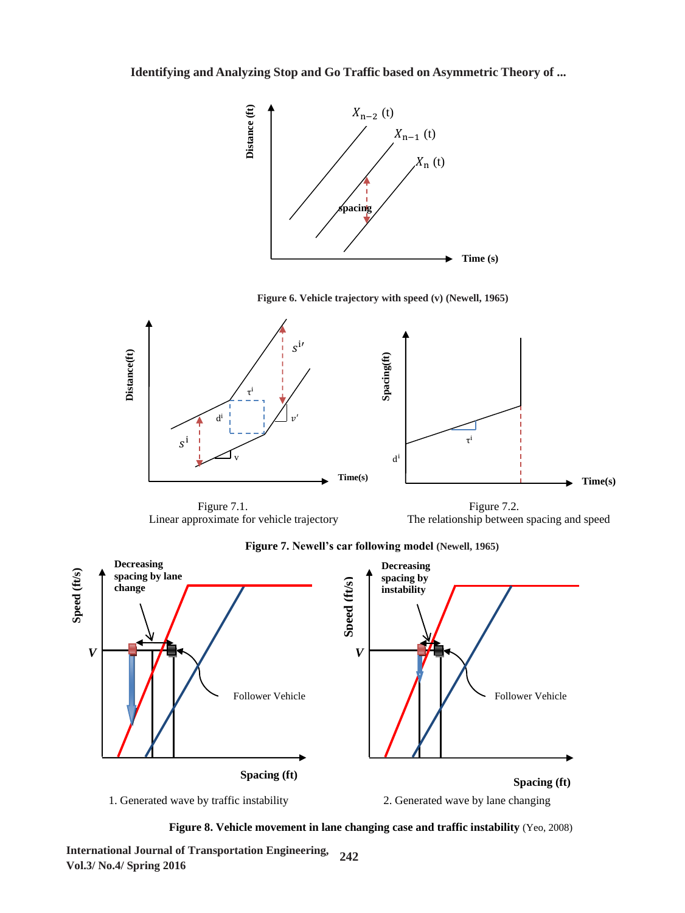Distance (ft)

$X_{n-2}$ (t)

$X_{n-1}$ (t)

$X_n$ (t)

spacing

Time (s)

**Figure 6. Vehicle trajectory with speed (v) (Newell, 1965)**

Distance(ft)

$s^{i\prime}$

$\tau^i$

$d^i$

$v'$

$s^i$

v

Time(s)

Spacing(ft)

$\tau^i$

$d^i$

Time(s)

Figure 7.1.
Linear approximate for vehicle trajectory

Figure 7.2.
The relationship between spacing and speed

**Figure 7. Newell's car following model** (Newell, 1965)

Speed (ft/s)

Decreasing spacing by lane change

V

Follower Vehicle

Spacing (ft)

Speed (ft/s)

Decreasing spacing by instability

V

Follower Vehicle

Spacing (ft)

1. Generated wave by traffic instability

2. Generated wave by lane changing

**Figure 8. Vehicle movement in lane changing case and traffic instability** (Yeo, 2008)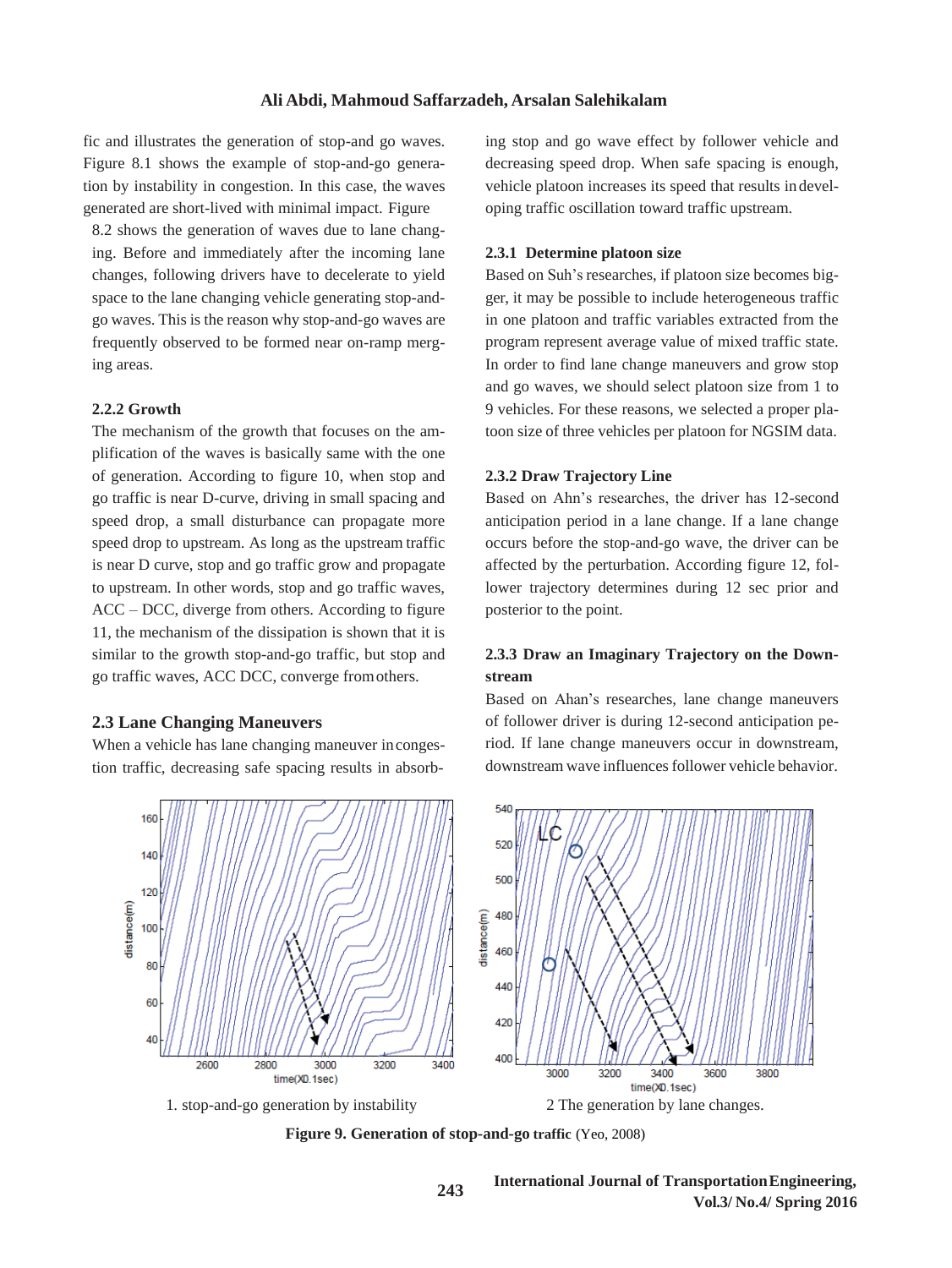fic and illustrates the generation of stop-and go waves. Figure 8.1 shows the example of stop-and-go generation by instability in congestion. In this case, the waves generated are short-lived with minimal impact. Figure 8.2 shows the generation of waves due to lane changing. Before and immediately after the incoming lane changes, following drivers have to decelerate to yield space to the lane changing vehicle generating stop-and-go waves. This is the reason why stop-and-go waves are frequently observed to be formed near on-ramp merging areas.

#### 2.2.2 Growth

The mechanism of the growth that focuses on the amplification of the waves is basically same with the one of generation. According to figure 10, when stop and go traffic is near D-curve, driving in small spacing and speed drop, a small disturbance can propagate more speed drop to upstream. As long as the upstream traffic is near D curve, stop and go traffic grow and propagate to upstream. In other words, stop and go traffic waves, ACC – DCC, diverge from others. According to figure 11, the mechanism of the dissipation is shown that it is similar to the growth stop-and-go traffic, but stop and go traffic waves, ACC DCC, converge from others.

### 2.3 Lane Changing Maneuvers

When a vehicle has lane changing maneuver in congestion traffic, decreasing safe spacing results in absorbing stop and go wave effect by follower vehicle and decreasing speed drop. When safe spacing is enough, vehicle platoon increases its speed that results in developing traffic oscillation toward traffic upstream.

#### 2.3.1 Determine platoon size

Based on Suh's researches, if platoon size becomes bigger, it may be possible to include heterogeneous traffic in one platoon and traffic variables extracted from the program represent average value of mixed traffic state. In order to find lane change maneuvers and grow stop and go waves, we should select platoon size from 1 to 9 vehicles. For these reasons, we selected a proper platoon size of three vehicles per platoon for NGSIM data.

#### 2.3.2 Draw Trajectory Line

Based on Ahn's researches, the driver has 12-second anticipation period in a lane change. If a lane change occurs before the stop-and-go wave, the driver can be affected by the perturbation. According figure 12, follower trajectory determines during 12 sec prior and posterior to the point.

#### 2.3.3 Draw an Imaginary Trajectory on the Downstream

Based on Ahan's researches, lane change maneuvers of follower driver is during 12-second anticipation period. If lane change maneuvers occur in downstream, downstream wave influences follower vehicle behavior.

1. stop-and-go generation by instability

2 The generation by lane changes.

**Figure 9. Generation of stop-and-go traffic** (Yeo, 2008)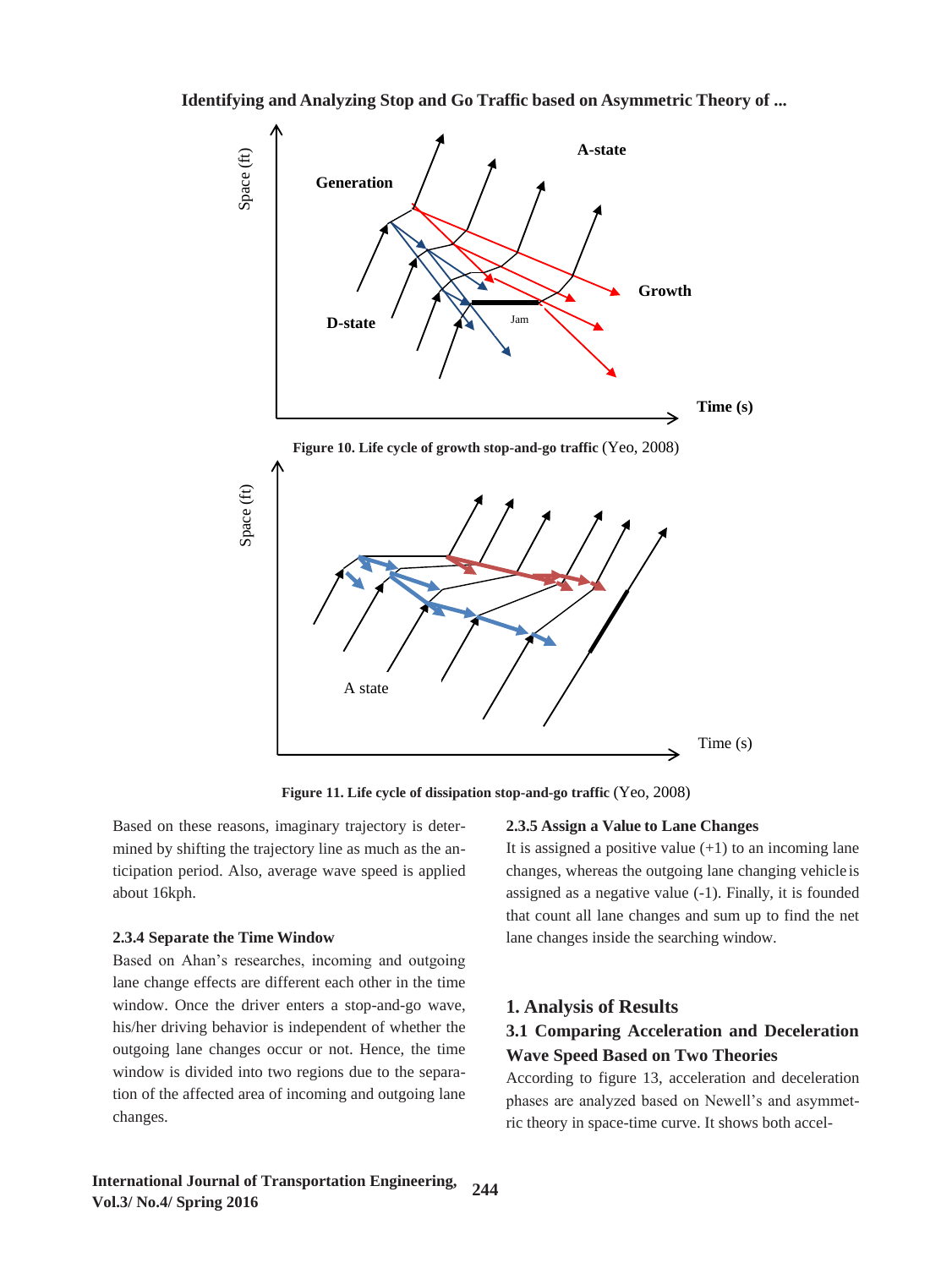Figure 10. Life cycle of growth stop-and-go traffic (Yeo, 2008)

Figure 11. Life cycle of dissipation stop-and-go traffic (Yeo, 2008)

Based on these reasons, imaginary trajectory is determined by shifting the trajectory line as much as the anticipation period. Also, average wave speed is applied about 16kph.

### 2.3.4 Separate the Time Window

Based on Ahan's researches, incoming and outgoing lane change effects are different each other in the time window. Once the driver enters a stop-and-go wave, his/her driving behavior is independent of whether the outgoing lane changes occur or not. Hence, the time window is divided into two regions due to the separation of the affected area of incoming and outgoing lane changes.

### 2.3.5 Assign a Value to Lane Changes

It is assigned a positive value (+1) to an incoming lane changes, whereas the outgoing lane changing vehicle is assigned as a negative value (-1). Finally, it is founded that count all lane changes and sum up to find the net lane changes inside the searching window.

## 1. Analysis of Results

### 3.1 Comparing Acceleration and Deceleration Wave Speed Based on Two Theories

According to figure 13, acceleration and deceleration phases are analyzed based on Newell's and asymmetric theory in space-time curve. It shows both accel-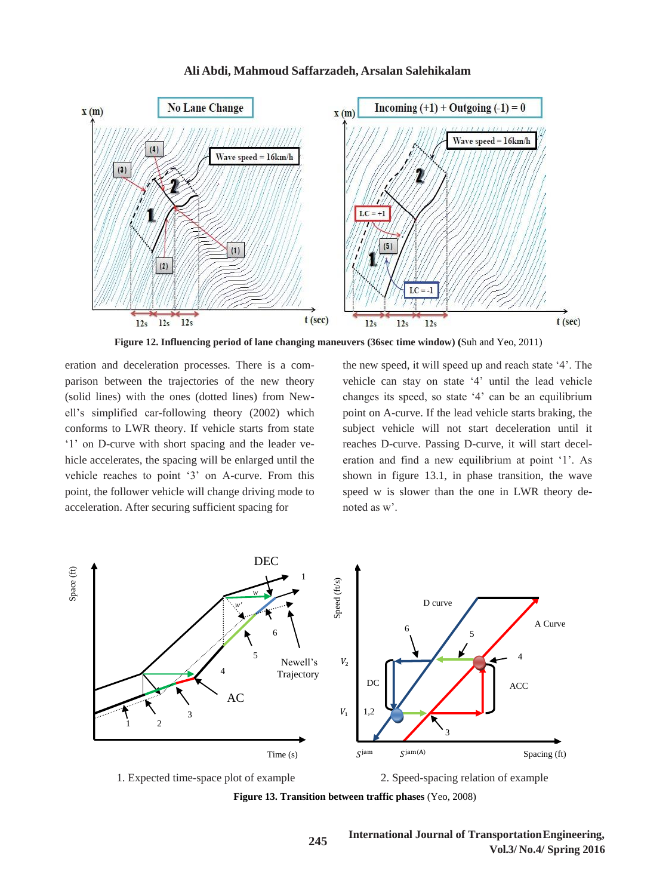Figure 12. Influencing period of lane changing maneuvers (36sec time window) (Suh and Yeo, 2011)

eration and deceleration processes. There is a comparison between the trajectories of the new theory (solid lines) with the ones (dotted lines) from Newell's simplified car-following theory (2002) which conforms to LWR theory. If vehicle starts from state '1' on D-curve with short spacing and the leader vehicle accelerates, the spacing will be enlarged until the vehicle reaches to point '3' on A-curve. From this point, the follower vehicle will change driving mode to acceleration. After securing sufficient spacing for the new speed, it will speed up and reach state '4'. The vehicle can stay on state '4' until the lead vehicle changes its speed, so state '4' can be an equilibrium point on A-curve. If the lead vehicle starts braking, the subject vehicle will not start deceleration until it reaches D-curve. Passing D-curve, it will start deceleration and find a new equilibrium at point '1'. As shown in figure 13.1, in phase transition, the wave speed w is slower than the one in LWR theory denoted as w'.

1. Expected time-space plot of example

2. Speed-spacing relation of example

Figure 13. Transition between traffic phases (Yeo, 2008)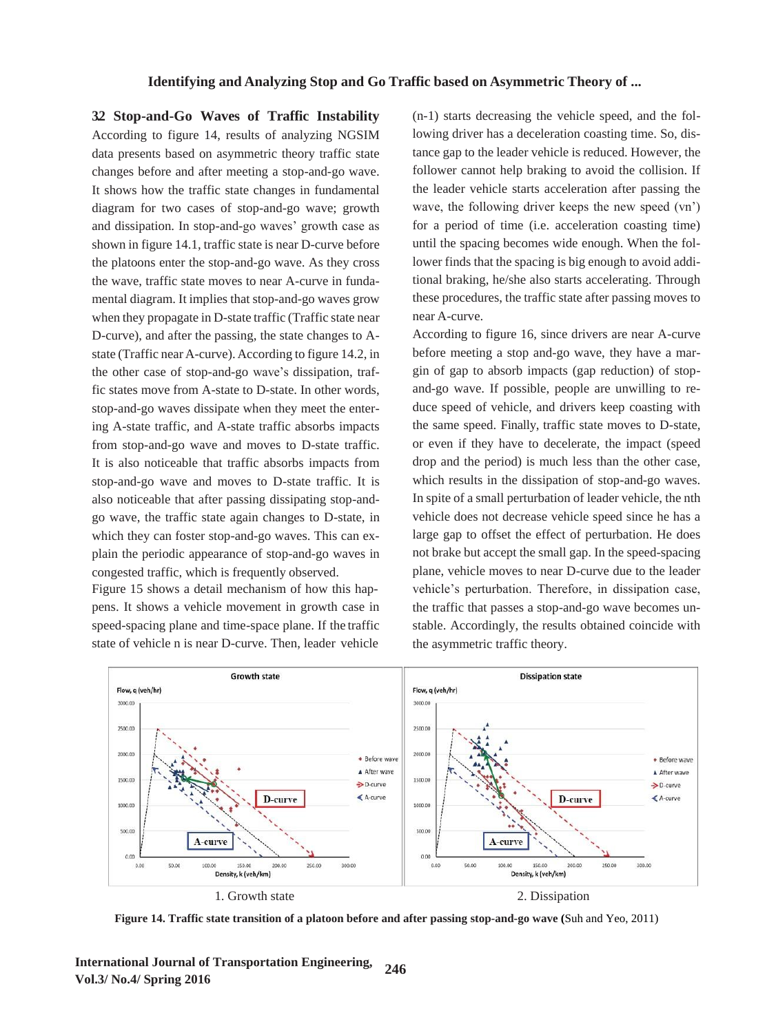### 3.2 Stop-and-Go Waves of Traffic Instability

According to figure 14, results of analyzing NGSIM data presents based on asymmetric theory traffic state changes before and after meeting a stop-and-go wave. It shows how the traffic state changes in fundamental diagram for two cases of stop-and-go wave; growth and dissipation. In stop-and-go waves' growth case as shown in figure 14.1, traffic state is near D-curve before the platoons enter the stop-and-go wave. As they cross the wave, traffic state moves to near A-curve in fundamental diagram. It implies that stop-and-go waves grow when they propagate in D-state traffic (Traffic state near D-curve), and after the passing, the state changes to A-state (Traffic near A-curve). According to figure 14.2, in the other case of stop-and-go wave's dissipation, traffic states move from A-state to D-state. In other words, stop-and-go waves dissipate when they meet the entering A-state traffic, and A-state traffic absorbs impacts from stop-and-go wave and moves to D-state traffic. It is also noticeable that traffic absorbs impacts from stop-and-go wave and moves to D-state traffic. It is also noticeable that after passing dissipating stop-and-go wave, the traffic state again changes to D-state, in which they can foster stop-and-go waves. This can explain the periodic appearance of stop-and-go waves in congested traffic, which is frequently observed.

Figure 15 shows a detail mechanism of how this happens. It shows a vehicle movement in growth case in speed-spacing plane and time-space plane. If the traffic state of vehicle n is near D-curve. Then, leader vehicle (n-1) starts decreasing the vehicle speed, and the following driver has a deceleration coasting time. So, distance gap to the leader vehicle is reduced. However, the follower cannot help braking to avoid the collision. If the leader vehicle starts acceleration after passing the wave, the following driver keeps the new speed (vn') for a period of time (i.e. acceleration coasting time) until the spacing becomes wide enough. When the follower finds that the spacing is big enough to avoid additional braking, he/she also starts accelerating. Through these procedures, the traffic state after passing moves to near A-curve.

According to figure 16, since drivers are near A-curve before meeting a stop and-go wave, they have a margin of gap to absorb impacts (gap reduction) of stop-and-go wave. If possible, people are unwilling to reduce speed of vehicle, and drivers keep coasting with the same speed. Finally, traffic state moves to D-state, or even if they have to decelerate, the impact (speed drop and the period) is much less than the other case, which results in the dissipation of stop-and-go waves. In spite of a small perturbation of leader vehicle, the nth vehicle does not decrease vehicle speed since he has a large gap to offset the effect of perturbation. He does not brake but accept the small gap. In the speed-spacing plane, vehicle moves to near D-curve due to the leader vehicle's perturbation. Therefore, in dissipation case, the traffic that passes a stop-and-go wave becomes unstable. Accordingly, the results obtained coincide with the asymmetric traffic theory.

Growth state
Flow, q (veh/hr)
3000.00
2500.00
2000.00
1500.00
1000.00
500.00
0.00
0.00 50.00 100.00 150.00 200.00 250.00 300.00
Density, k (veh/km)
Before wave
After wave
D-curve
A-curve
D-curve
A-curve

Dissipation state
Flow, q (veh/hr)
3000.00
2500.00
2000.00
1500.00
1000.00
500.00
0.00
0.00 50.00 100.00 150.00 200.00 250.00 300.00
Density, k (veh/km)
Before wave
After wave
D-curve
A-curve
D-curve
A-curve

1. Growth state 2. Dissipation

**Figure 14. Traffic state transition of a platoon before and after passing stop-and-go wave (**Suh and Yeo, 2011)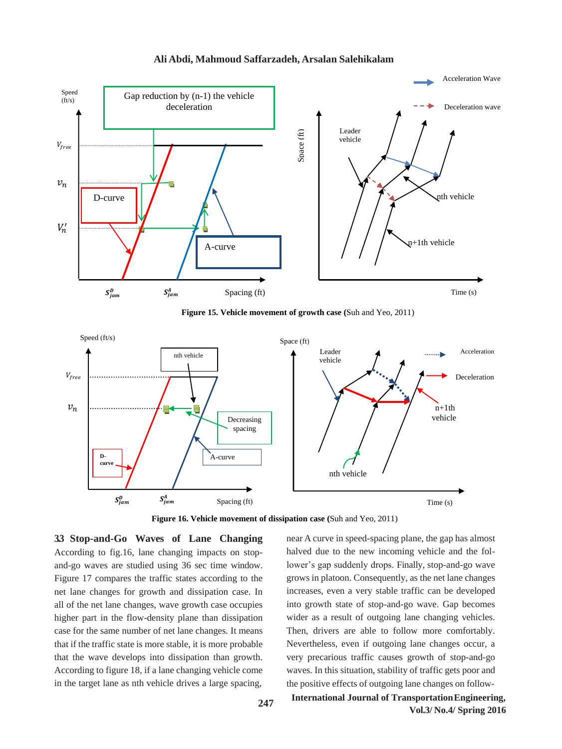Gap reduction by (n-1) the vehicle deceleration

Speed (ft/s)

$V_{free}$

$v_n$

D-curve

$V_n'$

A-curve

$S_{jam}^D$ $S_{jam}^A$ Spacing (ft)

Space (ft)

Leader vehicle

Acceleration Wave

Deceleration wave

nth vehicle

n+1th vehicle

Time (s)

**Figure 15. Vehicle movement of growth case (**Suh and Yeo, 2011)

Speed (ft/s)

nth vehicle

$V_{free}$

$v_n$

Decreasing spacing

A-curve

D-curve

$S_{jam}^D$ $S_{jam}^A$ Spacing (ft)

Space (ft)

Leader vehicle

Acceleration

Deceleration

n+1th vehicle

nth vehicle

Time (s)

**Figure 16. Vehicle movement of dissipation case (**Suh and Yeo, 2011)

**3.3 Stop-and-Go Waves of Lane Changing**

According to fig.16, lane changing impacts on stop-and-go waves are studied using 36 sec time window. Figure 17 compares the traffic states according to the net lane changes for growth and dissipation case. In all of the net lane changes, wave growth case occupies higher part in the flow-density plane than dissipation case for the same number of net lane changes. It means that if the traffic state is more stable, it is more probable that the wave develops into dissipation than growth. According to figure 18, if a lane changing vehicle come in the target lane as nth vehicle drives a large spacing, near A curve in speed-spacing plane, the gap has almost halved due to the new incoming vehicle and the follower's gap suddenly drops. Finally, stop-and-go wave grows in platoon. Consequently, as the net lane changes increases, even a very stable traffic can be developed into growth state of stop-and-go wave. Gap becomes wider as a result of outgoing lane changing vehicles. Then, drivers are able to follow more comfortably. Nevertheless, even if outgoing lane changes occur, a very precarious traffic causes growth of stop-and-go waves. In this situation, stability of traffic gets poor and the positive effects of outgoing lane changes on follow-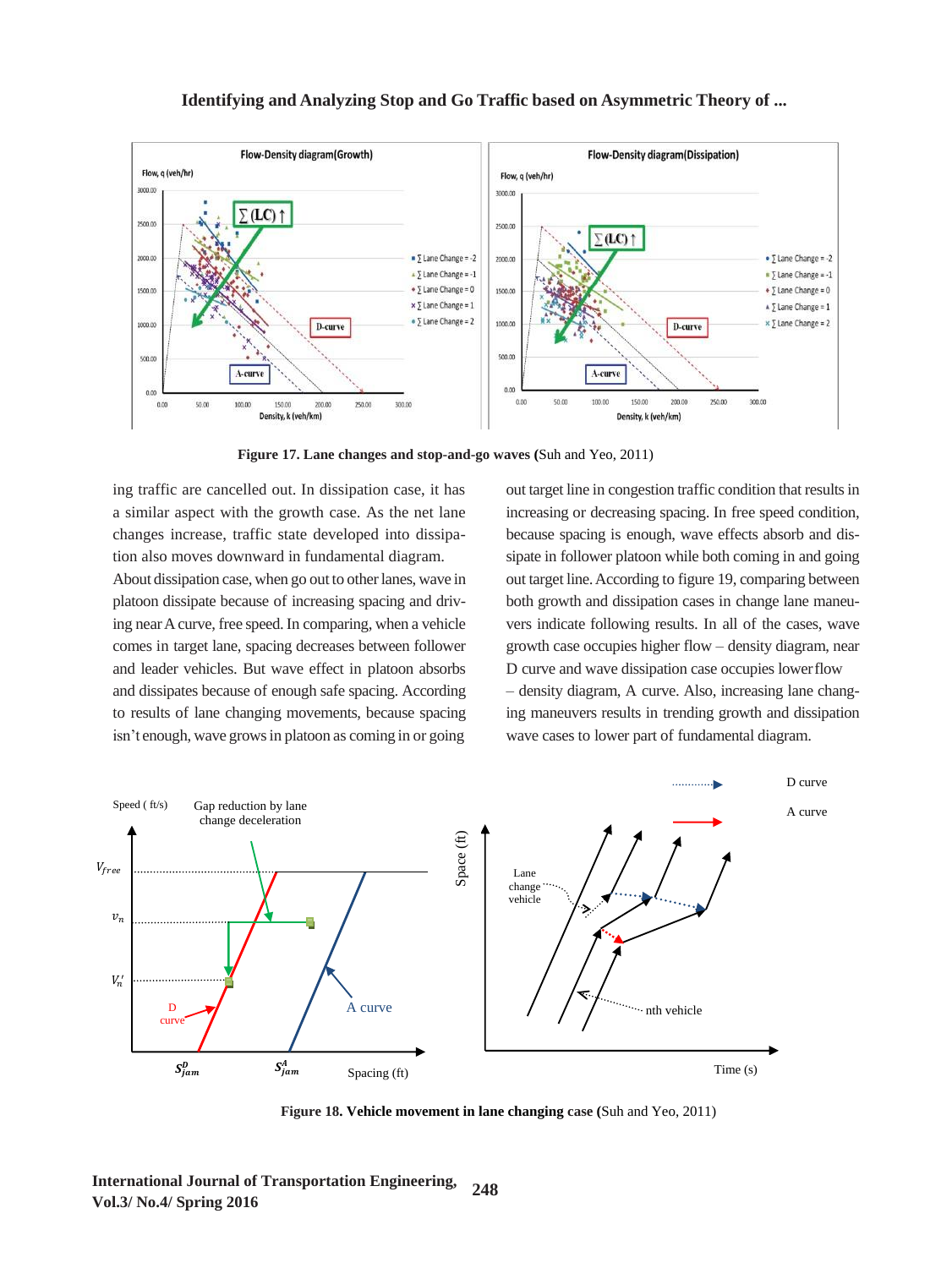Flow-Density diagram(Growth)

Flow, q (veh/hr)

3000.00

2500.00

2000.00

1500.00

1000.00

500.00

0.00

0.00 50.00 100.00 150.00 200.00 250.00 300.00

Density, k (veh/km)

∑(LC)↑

D-curve

A-curve

∑ Lane Change = -2

∑ Lane Change = -1

∑ Lane Change = 0

∑ Lane Change = 1

∑ Lane Change = 2

Flow-Density diagram(Dissipation)

Flow, q (veh/hr)

3000.00

2500.00

2000.00

1500.00

1000.00

500.00

0.00

0.00 50.00 100.00 150.00 200.00 250.00 300.00

Density, k (veh/km)

∑(LC)↑

D-curve

A-curve

∑ Lane Change = -2

∑ Lane Change = -1

∑ Lane Change = 0

∑ Lane Change = 1

∑ Lane Change = 2

**Figure 17. Lane changes and stop-and-go waves (**Suh and Yeo, 2011)

ing traffic are cancelled out. In dissipation case, it has a similar aspect with the growth case. As the net lane changes increase, traffic state developed into dissipation also moves downward in fundamental diagram. About dissipation case, when go out to other lanes, wave in platoon dissipate because of increasing spacing and driving near A curve, free speed. In comparing, when a vehicle comes in target lane, spacing decreases between follower and leader vehicles. But wave effect in platoon absorbs and dissipates because of enough safe spacing. According to results of lane changing movements, because spacing isn't enough, wave grows in platoon as coming in or going out target line in congestion traffic condition that results in increasing or decreasing spacing. In free speed condition, because spacing is enough, wave effects absorb and dissipate in follower platoon while both coming in and going out target line. According to figure 19, comparing between both growth and dissipation cases in change lane maneuvers indicate following results. In all of the cases, wave growth case occupies higher flow – density diagram, near D curve and wave dissipation case occupies lower flow – density diagram, A curve. Also, increasing lane changing maneuvers results in trending growth and dissipation wave cases to lower part of fundamental diagram.

Speed ( ft/s)

Gap reduction by lane change deceleration

$V_{free}$

$v_n$

$V_n'$

D curve

A curve

$S_{jam}^D$

$S_{jam}^A$

Spacing (ft)

Space (ft)

Lane change vehicle

nth vehicle

Time (s)

D curve

A curve

**Figure 18. Vehicle movement in lane changing case (**Suh and Yeo, 2011)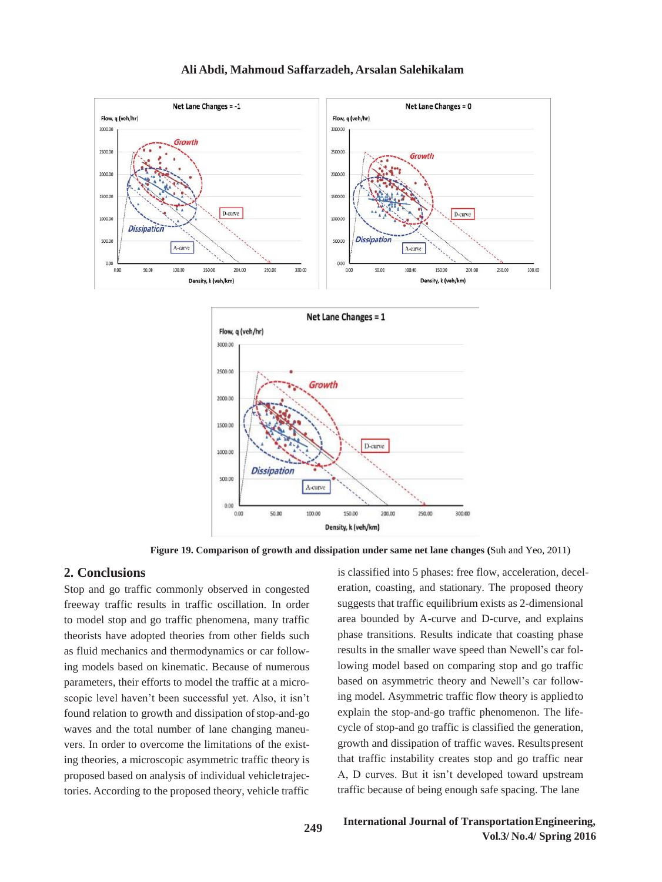Net Lane Changes = -1

Flow, q (veh/hr)

3000.00
2500.00
2000.00
1500.00
1000.00
500.00
0.00

0.00 50.00 100.00 150.00 200.00 250.00 300.00

Density, k (veh/km)

Growth
Dissipation
D-curve
A-curve

Net Lane Changes = 0

Flow, q (veh/hr)

3000.00
2500.00
2000.00
1500.00
1000.00
500.00
0.00

0.00 50.00 100.00 150.00 200.00 250.00 300.00

Density, k (veh/km)

Growth
Dissipation
D-curve
A-curve

Net Lane Changes = 1

Flow, q (veh/hr)

3000.00
2500.00
2000.00
1500.00
1000.00
500.00
0.00

0.00 50.00 100.00 150.00 200.00 250.00 300.00

Density, k (veh/km)

Growth
Dissipation
D-curve
A-curve

**Figure 19. Comparison of growth and dissipation under same net lane changes (**Suh and Yeo, 2011)

## 2. Conclusions

Stop and go traffic commonly observed in congested freeway traffic results in traffic oscillation. In order to model stop and go traffic phenomena, many traffic theorists have adopted theories from other fields such as fluid mechanics and thermodynamics or car following models based on kinematic. Because of numerous parameters, their efforts to model the traffic at a microscopic level haven't been successful yet. Also, it isn't found relation to growth and dissipation of stop-and-go waves and the total number of lane changing maneuvers. In order to overcome the limitations of the existing theories, a microscopic asymmetric traffic theory is proposed based on analysis of individual vehicle trajectories. According to the proposed theory, vehicle traffic is classified into 5 phases: free flow, acceleration, deceleration, coasting, and stationary. The proposed theory suggests that traffic equilibrium exists as 2-dimensional area bounded by A-curve and D-curve, and explains phase transitions. Results indicate that coasting phase results in the smaller wave speed than Newell's car following model based on comparing stop and go traffic based on asymmetric theory and Newell's car following model. Asymmetric traffic flow theory is applied to explain the stop-and-go traffic phenomenon. The life-cycle of stop-and go traffic is classified the generation, growth and dissipation of traffic waves. Results present that traffic instability creates stop and go traffic near A, D curves. But it isn't developed toward upstream traffic because of being enough safe spacing. The lane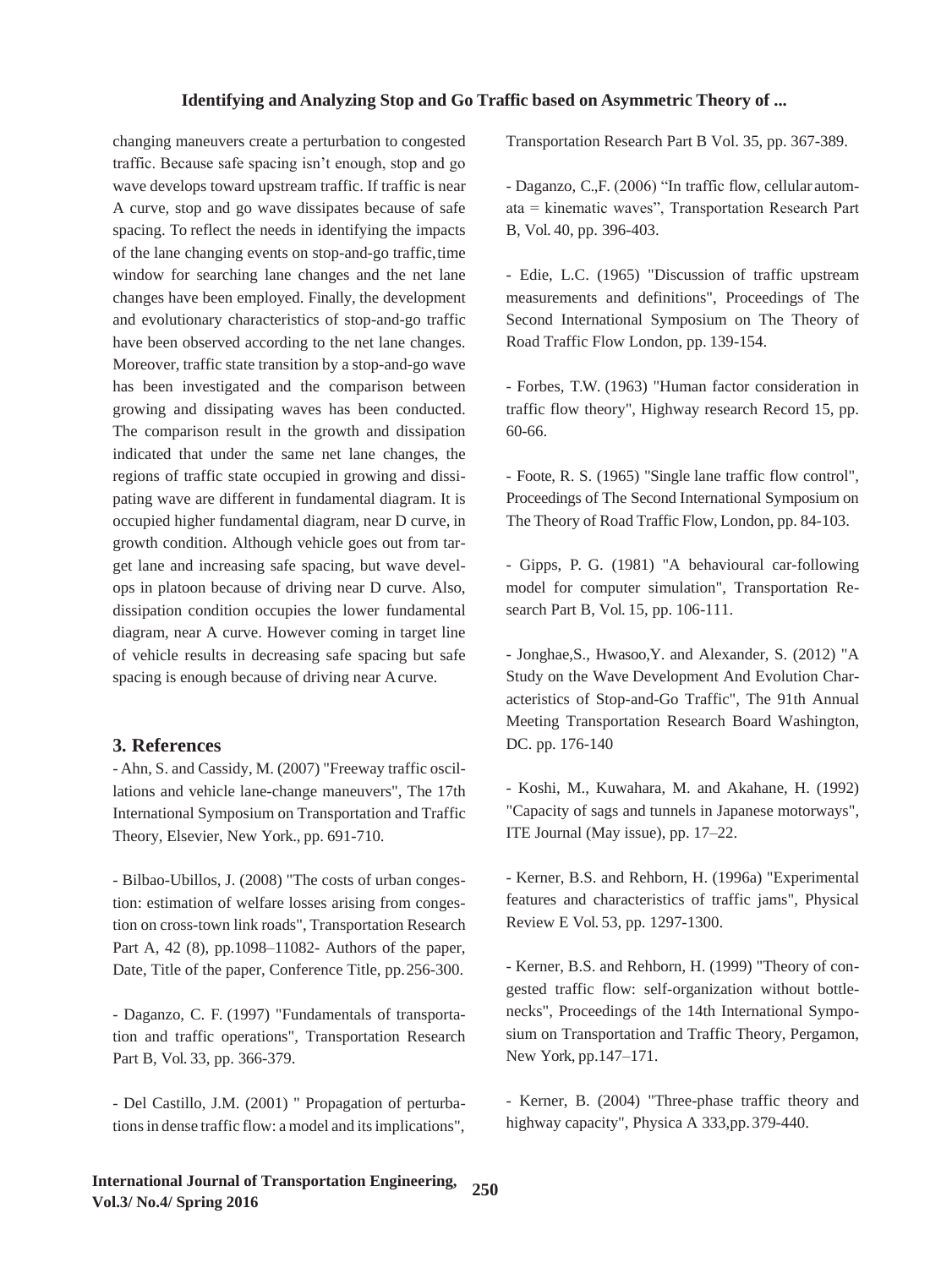changing maneuvers create a perturbation to congested traffic. Because safe spacing isn't enough, stop and go wave develops toward upstream traffic. If traffic is near A curve, stop and go wave dissipates because of safe spacing. To reflect the needs in identifying the impacts of the lane changing events on stop-and-go traffic, time window for searching lane changes and the net lane changes have been employed. Finally, the development and evolutionary characteristics of stop-and-go traffic have been observed according to the net lane changes. Moreover, traffic state transition by a stop-and-go wave has been investigated and the comparison between growing and dissipating waves has been conducted. The comparison result in the growth and dissipation indicated that under the same net lane changes, the regions of traffic state occupied in growing and dissipating wave are different in fundamental diagram. It is occupied higher fundamental diagram, near D curve, in growth condition. Although vehicle goes out from target lane and increasing safe spacing, but wave develops in platoon because of driving near D curve. Also, dissipation condition occupies the lower fundamental diagram, near A curve. However coming in target line of vehicle results in decreasing safe spacing but safe spacing is enough because of driving near A curve.

## 3. References

- Ahn, S. and Cassidy, M. (2007) "Freeway traffic oscillations and vehicle lane-change maneuvers", The 17th International Symposium on Transportation and Traffic Theory, Elsevier, New York., pp. 691-710.

- Bilbao-Ubillos, J. (2008) "The costs of urban congestion: estimation of welfare losses arising from congestion on cross-town link roads", Transportation Research Part A, 42 (8), pp.1098–11082- Authors of the paper, Date, Title of the paper, Conference Title, pp. 256-300.

- Daganzo, C. F. (1997) "Fundamentals of transportation and traffic operations", Transportation Research Part B, Vol. 33, pp. 366-379.

- Del Castillo, J.M. (2001) " Propagation of perturbations in dense traffic flow: a model and its implications", Transportation Research Part B Vol. 35, pp. 367-389.

- Daganzo, C.,F. (2006) "In traffic flow, cellular automata = kinematic waves", Transportation Research Part B, Vol. 40, pp. 396-403.

- Edie, L.C. (1965) "Discussion of traffic upstream measurements and definitions", Proceedings of The Second International Symposium on The Theory of Road Traffic Flow London, pp. 139-154.

- Forbes, T.W. (1963) "Human factor consideration in traffic flow theory", Highway research Record 15, pp. 60-66.

- Foote, R. S. (1965) "Single lane traffic flow control", Proceedings of The Second International Symposium on The Theory of Road Traffic Flow, London, pp. 84-103.

- Gipps, P. G. (1981) "A behavioural car-following model for computer simulation", Transportation Research Part B, Vol. 15, pp. 106-111.

- Jonghae,S., Hwasoo,Y. and Alexander, S. (2012) "A Study on the Wave Development And Evolution Characteristics of Stop-and-Go Traffic", The 91th Annual Meeting Transportation Research Board Washington, DC. pp. 176-140

- Koshi, M., Kuwahara, M. and Akahane, H. (1992) "Capacity of sags and tunnels in Japanese motorways", ITE Journal (May issue), pp. 17–22.

- Kerner, B.S. and Rehborn, H. (1996a) "Experimental features and characteristics of traffic jams", Physical Review E Vol. 53, pp. 1297-1300.

- Kerner, B.S. and Rehborn, H. (1999) "Theory of congested traffic flow: self-organization without bottlenecks", Proceedings of the 14th International Symposium on Transportation and Traffic Theory, Pergamon, New York, pp.147–171.

- Kerner, B. (2004) "Three-phase traffic theory and highway capacity", Physica A 333,pp. 379-440.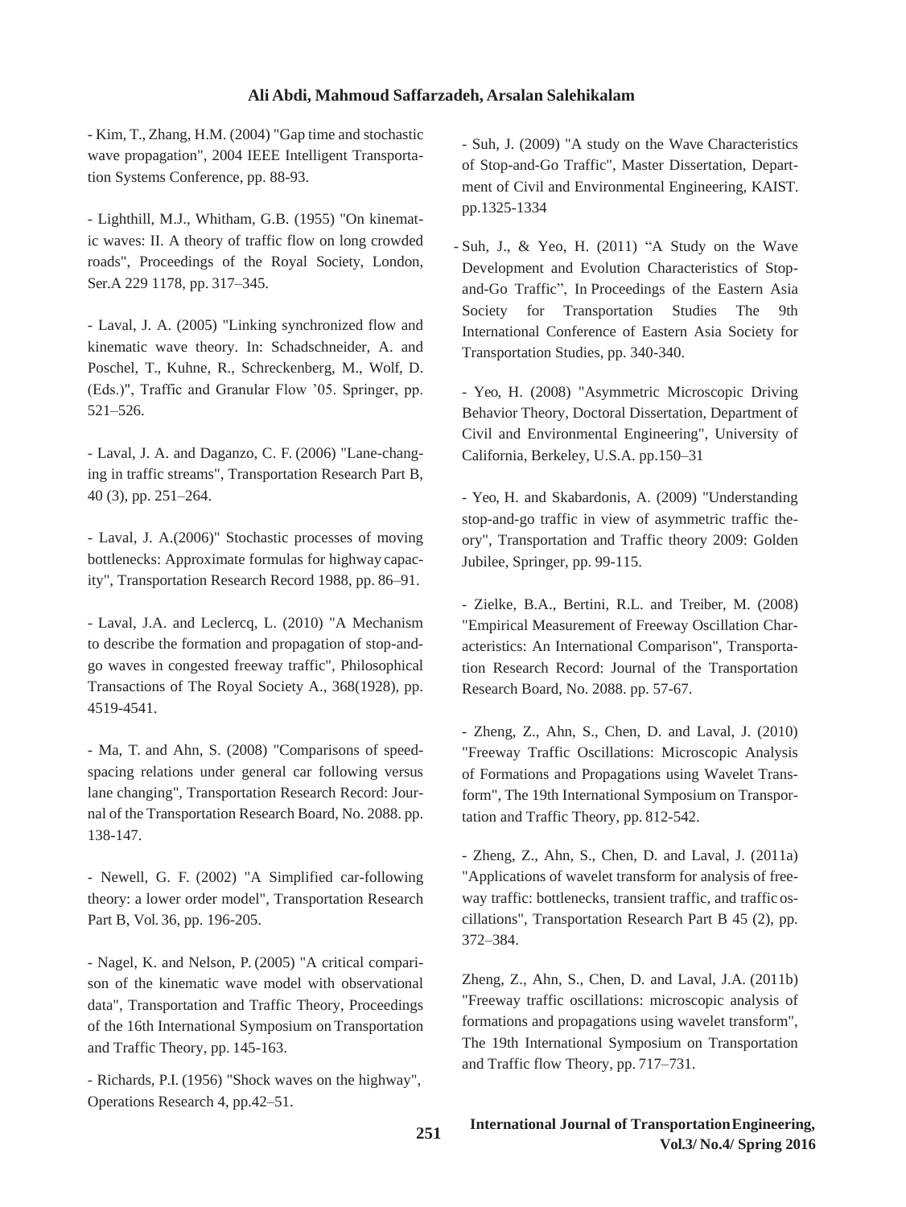- Kim, T., Zhang, H.M. (2004) "Gap time and stochastic wave propagation", 2004 IEEE Intelligent Transportation Systems Conference, pp. 88-93.

- Lighthill, M.J., Whitham, G.B. (1955) "On kinematic waves: II. A theory of traffic flow on long crowded roads", Proceedings of the Royal Society, London, Ser.A 229 1178, pp. 317–345.

- Laval, J. A. (2005) "Linking synchronized flow and kinematic wave theory. In: Schadschneider, A. and Poschel, T., Kuhne, R., Schreckenberg, M., Wolf, D. (Eds.)", Traffic and Granular Flow '05. Springer, pp. 521–526.

- Laval, J. A. and Daganzo, C. F. (2006) "Lane-changing in traffic streams", Transportation Research Part B, 40 (3), pp. 251–264.

- Laval, J. A.(2006)" Stochastic processes of moving bottlenecks: Approximate formulas for highway capacity", Transportation Research Record 1988, pp. 86–91.

- Laval, J.A. and Leclercq, L. (2010) "A Mechanism to describe the formation and propagation of stop-and-go waves in congested freeway traffic", Philosophical Transactions of The Royal Society A., 368(1928), pp. 4519-4541.

- Ma, T. and Ahn, S. (2008) "Comparisons of speed-spacing relations under general car following versus lane changing", Transportation Research Record: Journal of the Transportation Research Board, No. 2088. pp. 138-147.

- Newell, G. F. (2002) "A Simplified car-following theory: a lower order model", Transportation Research Part B, Vol. 36, pp. 196-205.

- Nagel, K. and Nelson, P. (2005) "A critical comparison of the kinematic wave model with observational data", Transportation and Traffic Theory, Proceedings of the 16th International Symposium on Transportation and Traffic Theory, pp. 145-163.

- Richards, P.I. (1956) "Shock waves on the highway", Operations Research 4, pp.42–51.

- Suh, J. (2009) "A study on the Wave Characteristics of Stop-and-Go Traffic", Master Dissertation, Department of Civil and Environmental Engineering, KAIST. pp.1325-1334

- Suh, J., & Yeo, H. (2011) "A Study on the Wave Development and Evolution Characteristics of Stop-and-Go Traffic", In Proceedings of the Eastern Asia Society for Transportation Studies The 9th International Conference of Eastern Asia Society for Transportation Studies, pp. 340-340.

- Yeo, H. (2008) "Asymmetric Microscopic Driving Behavior Theory, Doctoral Dissertation, Department of Civil and Environmental Engineering", University of California, Berkeley, U.S.A. pp.150–31

- Yeo, H. and Skabardonis, A. (2009) "Understanding stop-and-go traffic in view of asymmetric traffic theory", Transportation and Traffic theory 2009: Golden Jubilee, Springer, pp. 99-115.

- Zielke, B.A., Bertini, R.L. and Treiber, M. (2008) "Empirical Measurement of Freeway Oscillation Characteristics: An International Comparison", Transportation Research Record: Journal of the Transportation Research Board, No. 2088. pp. 57-67.

- Zheng, Z., Ahn, S., Chen, D. and Laval, J. (2010) "Freeway Traffic Oscillations: Microscopic Analysis of Formations and Propagations using Wavelet Transform", The 19th International Symposium on Transportation and Traffic Theory, pp. 812-542.

- Zheng, Z., Ahn, S., Chen, D. and Laval, J. (2011a) "Applications of wavelet transform for analysis of freeway traffic: bottlenecks, transient traffic, and traffic oscillations", Transportation Research Part B 45 (2), pp. 372–384.

Zheng, Z., Ahn, S., Chen, D. and Laval, J.A. (2011b) "Freeway traffic oscillations: microscopic analysis of formations and propagations using wavelet transform", The 19th International Symposium on Transportation and Traffic flow Theory, pp. 717–731.